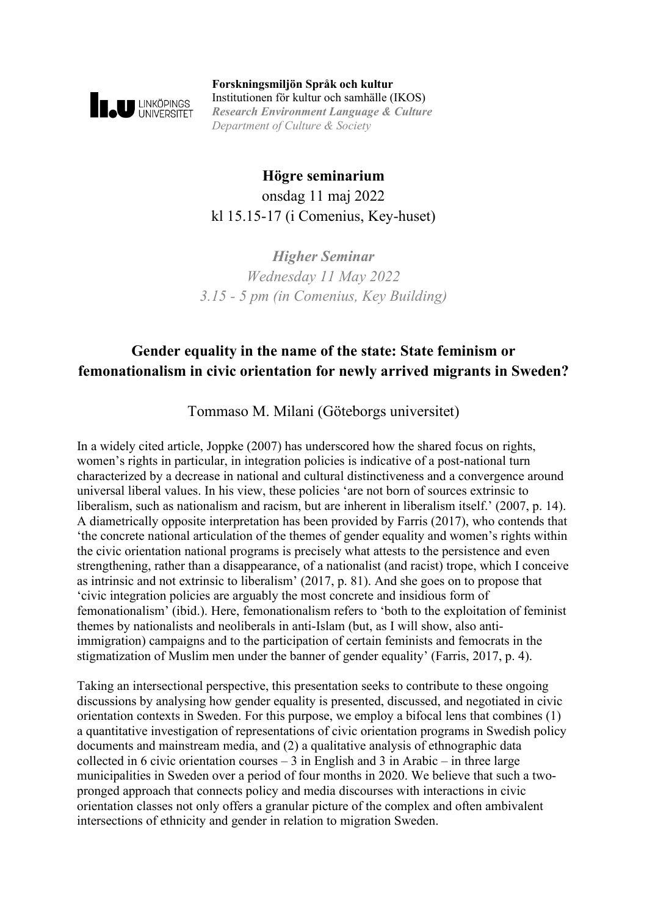**Forskningsmiljön Språk och kultur**
Institutionen för kultur och samhälle (IKOS)
***Research Environment Language & Culture***
*Department of Culture & Society*

**Högre seminarium**
onsdag 11 maj 2022
kl 15.15-17 (i Comenius, Key-huset)

***Higher Seminar***
*Wednesday 11 May 2022*
*3.15 - 5 pm (in Comenius, Key Building)*

# Gender equality in the name of the state: State feminism or femonationalism in civic orientation for newly arrived migrants in Sweden?

Tommaso M. Milani (Göteborgs universitet)

In a widely cited article, Joppke (2007) has underscored how the shared focus on rights, women's rights in particular, in integration policies is indicative of a post-national turn characterized by a decrease in national and cultural distinctiveness and a convergence around universal liberal values. In his view, these policies 'are not born of sources extrinsic to liberalism, such as nationalism and racism, but are inherent in liberalism itself.' (2007, p. 14). A diametrically opposite interpretation has been provided by Farris (2017), who contends that 'the concrete national articulation of the themes of gender equality and women's rights within the civic orientation national programs is precisely what attests to the persistence and even strengthening, rather than a disappearance, of a nationalist (and racist) trope, which I conceive as intrinsic and not extrinsic to liberalism' (2017, p. 81). And she goes on to propose that 'civic integration policies are arguably the most concrete and insidious form of femonationalism' (ibid.). Here, femonationalism refers to 'both to the exploitation of feminist themes by nationalists and neoliberals in anti-Islam (but, as I will show, also anti-immigration) campaigns and to the participation of certain feminists and femocrats in the stigmatization of Muslim men under the banner of gender equality' (Farris, 2017, p. 4).

Taking an intersectional perspective, this presentation seeks to contribute to these ongoing discussions by analysing how gender equality is presented, discussed, and negotiated in civic orientation contexts in Sweden. For this purpose, we employ a bifocal lens that combines (1) a quantitative investigation of representations of civic orientation programs in Swedish policy documents and mainstream media, and (2) a qualitative analysis of ethnographic data collected in 6 civic orientation courses – 3 in English and 3 in Arabic – in three large municipalities in Sweden over a period of four months in 2020. We believe that such a two-pronged approach that connects policy and media discourses with interactions in civic orientation classes not only offers a granular picture of the complex and often ambivalent intersections of ethnicity and gender in relation to migration Sweden.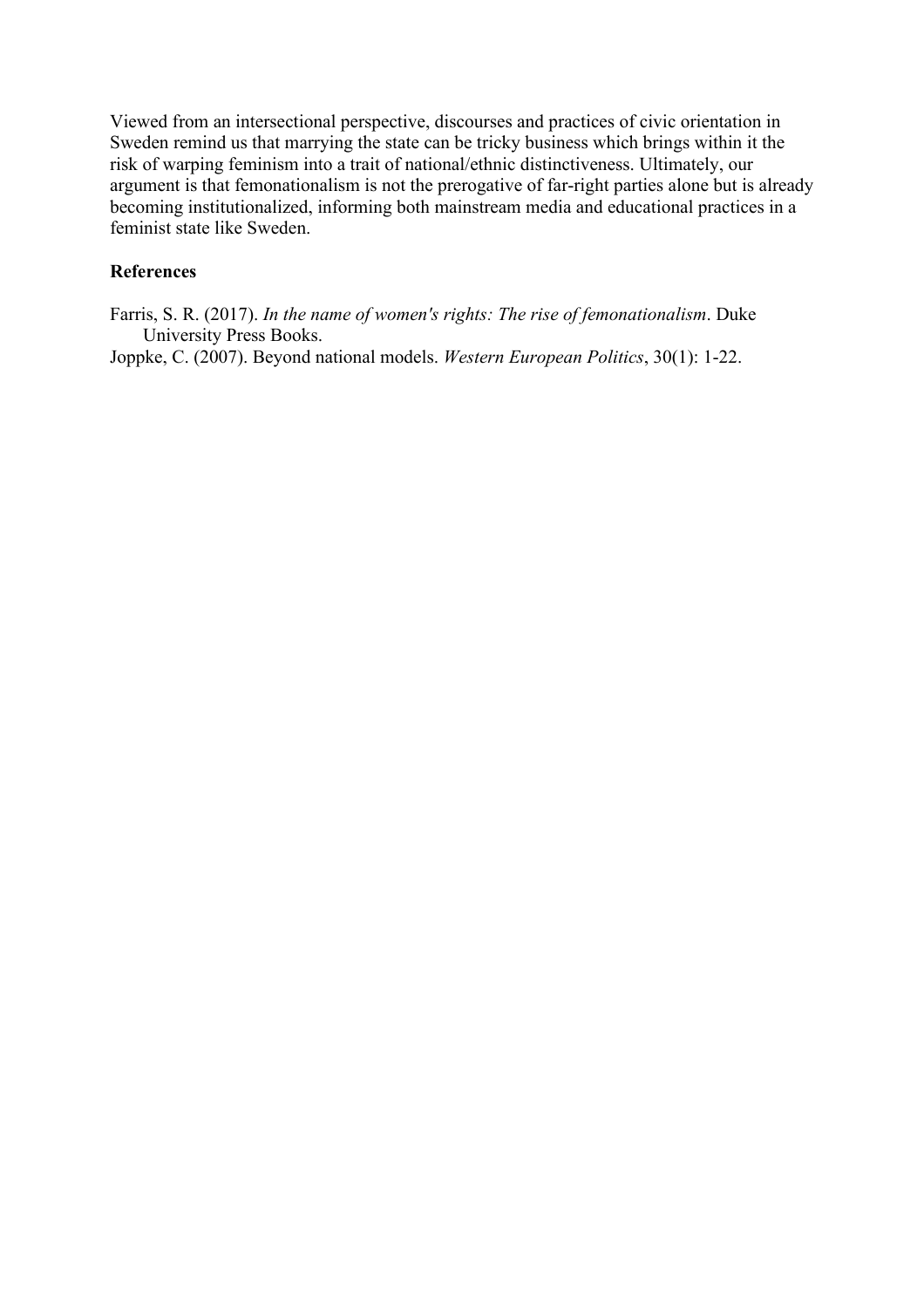Viewed from an intersectional perspective, discourses and practices of civic orientation in Sweden remind us that marrying the state can be tricky business which brings within it the risk of warping feminism into a trait of national/ethnic distinctiveness. Ultimately, our argument is that femonationalism is not the prerogative of far-right parties alone but is already becoming institutionalized, informing both mainstream media and educational practices in a feminist state like Sweden.

## References

Farris, S. R. (2017). *In the name of women's rights: The rise of femonationalism*. Duke University Press Books.

Joppke, C. (2007). Beyond national models. *Western European Politics*, 30(1): 1-22.